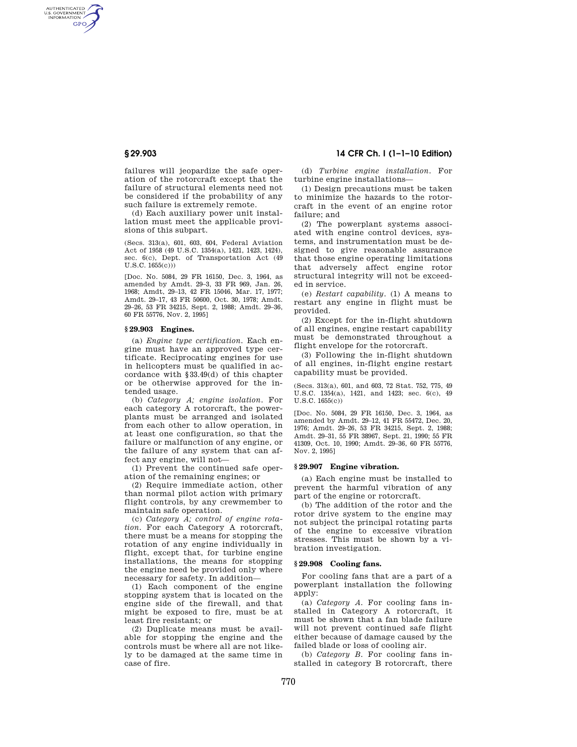failures will jeopardize the safe operation of the rotorcraft except that the failure of structural elements need not be considered if the probability of any such failure is extremely remote.

(d) Each auxiliary power unit installation must meet the applicable provisions of this subpart.

(Secs. 313(a), 601, 603, 604, Federal Aviation Act of 1958 (49 U.S.C. 1354(a), 1421, 1423, 1424), sec. 6(c), Dept. of Transportation Act (49 U.S.C. 1655(c)))

[Doc. No. 5084, 29 FR 16150, Dec. 3, 1964, as amended by Amdt. 29–3, 33 FR 969, Jan. 26, 1968; Amdt. 29–13, 42 FR 15046, Mar. 17, 1977; Amdt. 29–17, 43 FR 50600, Oct. 30, 1978; Amdt. 29–26, 53 FR 34215, Sept. 2, 1988; Amdt. 29–36, 60 FR 55776, Nov. 2, 1995]

## § 29.903 Engines.

(a) *Engine type certification.* Each engine must have an approved type certificate. Reciprocating engines for use in helicopters must be qualified in accordance with §33.49(d) of this chapter or be otherwise approved for the intended usage.

(b) *Category A; engine isolation.* For each category A rotorcraft, the powerplants must be arranged and isolated from each other to allow operation, in at least one configuration, so that the failure or malfunction of any engine, or the failure of any system that can affect any engine, will not—

(1) Prevent the continued safe operation of the remaining engines; or

(2) Require immediate action, other than normal pilot action with primary flight controls, by any crewmember to maintain safe operation.

(c) *Category A; control of engine rotation.* For each Category A rotorcraft, there must be a means for stopping the rotation of any engine individually in flight, except that, for turbine engine installations, the means for stopping the engine need be provided only where necessary for safety. In addition—

(1) Each component of the engine stopping system that is located on the engine side of the firewall, and that might be exposed to fire, must be at least fire resistant; or

(2) Duplicate means must be available for stopping the engine and the controls must be where all are not likely to be damaged at the same time in case of fire.

(d) *Turbine engine installation.* For turbine engine installations—

(1) Design precautions must be taken to minimize the hazards to the rotorcraft in the event of an engine rotor failure; and

(2) The powerplant systems associated with engine control devices, systems, and instrumentation must be designed to give reasonable assurance that those engine operating limitations that adversely affect engine rotor structural integrity will not be exceeded in service.

(e) *Restart capability.* (1) A means to restart any engine in flight must be provided.

(2) Except for the in-flight shutdown of all engines, engine restart capability must be demonstrated throughout a flight envelope for the rotorcraft.

(3) Following the in-flight shutdown of all engines, in-flight engine restart capability must be provided.

(Secs. 313(a), 601, and 603, 72 Stat. 752, 775, 49 U.S.C. 1354(a), 1421, and 1423; sec. 6(c), 49 U.S.C. 1655(c))

[Doc. No. 5084, 29 FR 16150, Dec. 3, 1964, as amended by Amdt. 29–12, 41 FR 55472, Dec. 20, 1976; Amdt. 29–26, 53 FR 34215, Sept. 2, 1988; Amdt. 29–31, 55 FR 38967, Sept. 21, 1990; 55 FR 41309, Oct. 10, 1990; Amdt. 29–36, 60 FR 55776, Nov. 2, 1995]

## § 29.907 Engine vibration.

(a) Each engine must be installed to prevent the harmful vibration of any part of the engine or rotorcraft.

(b) The addition of the rotor and the rotor drive system to the engine may not subject the principal rotating parts of the engine to excessive vibration stresses. This must be shown by a vibration investigation.

## § 29.908 Cooling fans.

For cooling fans that are a part of a powerplant installation the following apply:

(a) *Category A.* For cooling fans installed in Category A rotorcraft, it must be shown that a fan blade failure will not prevent continued safe flight either because of damage caused by the failed blade or loss of cooling air.

(b) *Category B.* For cooling fans installed in category B rotorcraft, there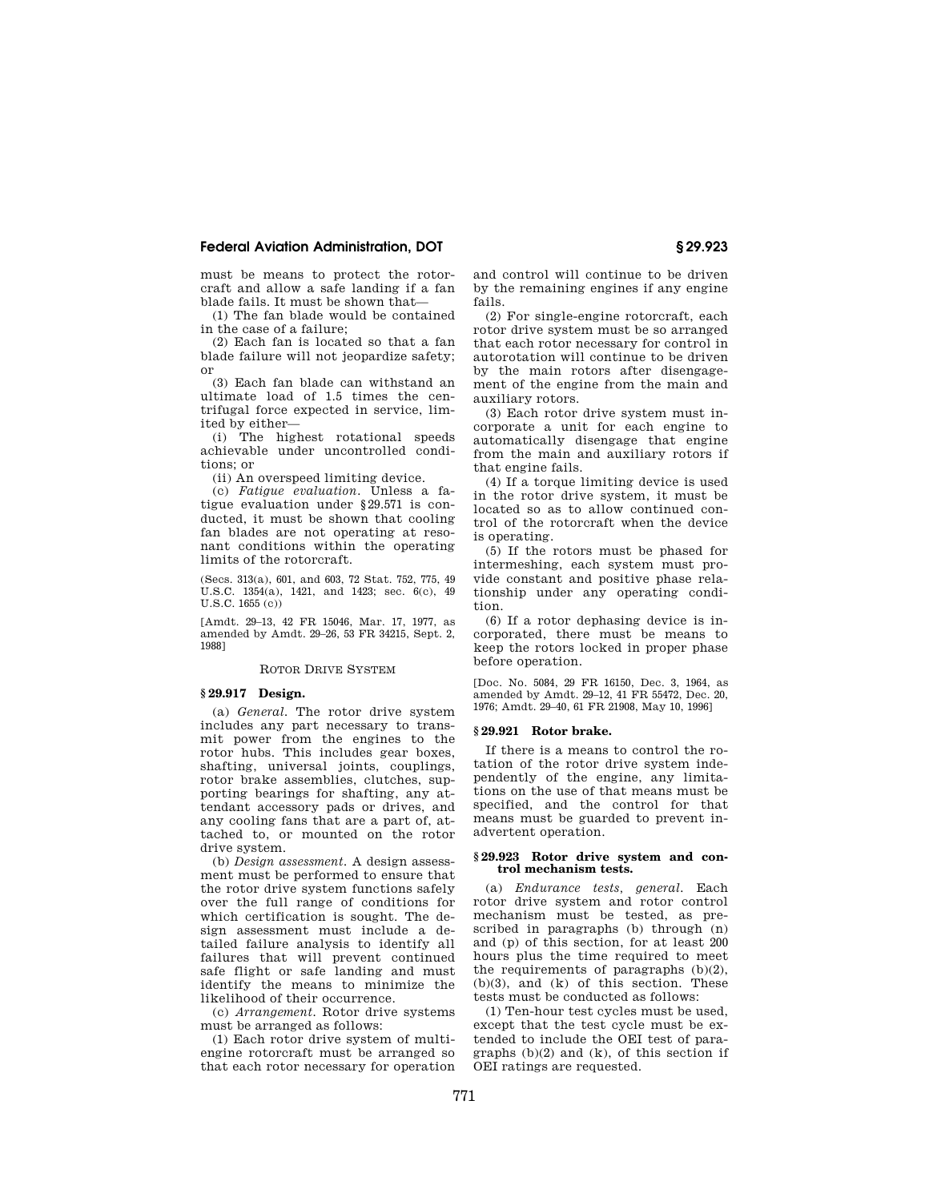must be means to protect the rotorcraft and allow a safe landing if a fan blade fails. It must be shown that—

(1) The fan blade would be contained in the case of a failure;

(2) Each fan is located so that a fan blade failure will not jeopardize safety; or

(3) Each fan blade can withstand an ultimate load of 1.5 times the centrifugal force expected in service, limited by either—

(i) The highest rotational speeds achievable under uncontrolled conditions; or

(ii) An overspeed limiting device.

(c) *Fatigue evaluation.* Unless a fatigue evaluation under §29.571 is conducted, it must be shown that cooling fan blades are not operating at resonant conditions within the operating limits of the rotorcraft.

(Secs. 313(a), 601, and 603, 72 Stat. 752, 775, 49 U.S.C. 1354(a), 1421, and 1423; sec. 6(c), 49 U.S.C. 1655 (c))

[Amdt. 29–13, 42 FR 15046, Mar. 17, 1977, as amended by Amdt. 29–26, 53 FR 34215, Sept. 2, 1988]

ROTOR DRIVE SYSTEM

### § 29.917 Design.

(a) *General.* The rotor drive system includes any part necessary to transmit power from the engines to the rotor hubs. This includes gear boxes, shafting, universal joints, couplings, rotor brake assemblies, clutches, supporting bearings for shafting, any attendant accessory pads or drives, and any cooling fans that are a part of, attached to, or mounted on the rotor drive system.

(b) *Design assessment.* A design assessment must be performed to ensure that the rotor drive system functions safely over the full range of conditions for which certification is sought. The design assessment must include a detailed failure analysis to identify all failures that will prevent continued safe flight or safe landing and must identify the means to minimize the likelihood of their occurrence.

(c) *Arrangement.* Rotor drive systems must be arranged as follows:

(1) Each rotor drive system of multiengine rotorcraft must be arranged so that each rotor necessary for operation and control will continue to be driven by the remaining engines if any engine fails.

(2) For single-engine rotorcraft, each rotor drive system must be so arranged that each rotor necessary for control in autorotation will continue to be driven by the main rotors after disengagement of the engine from the main and auxiliary rotors.

(3) Each rotor drive system must incorporate a unit for each engine to automatically disengage that engine from the main and auxiliary rotors if that engine fails.

(4) If a torque limiting device is used in the rotor drive system, it must be located so as to allow continued control of the rotorcraft when the device is operating.

(5) If the rotors must be phased for intermeshing, each system must provide constant and positive phase relationship under any operating condition.

(6) If a rotor dephasing device is incorporated, there must be means to keep the rotors locked in proper phase before operation.

[Doc. No. 5084, 29 FR 16150, Dec. 3, 1964, as amended by Amdt. 29–12, 41 FR 55472, Dec. 20, 1976; Amdt. 29–40, 61 FR 21908, May 10, 1996]

### § 29.921 Rotor brake.

If there is a means to control the rotation of the rotor drive system independently of the engine, any limitations on the use of that means must be specified, and the control for that means must be guarded to prevent inadvertent operation.

### § 29.923 Rotor drive system and control mechanism tests.

(a) *Endurance tests, general.* Each rotor drive system and rotor control mechanism must be tested, as prescribed in paragraphs (b) through (n) and (p) of this section, for at least 200 hours plus the time required to meet the requirements of paragraphs (b)(2), (b)(3), and (k) of this section. These tests must be conducted as follows:

(1) Ten-hour test cycles must be used, except that the test cycle must be extended to include the OEI test of paragraphs (b)(2) and (k), of this section if OEI ratings are requested.